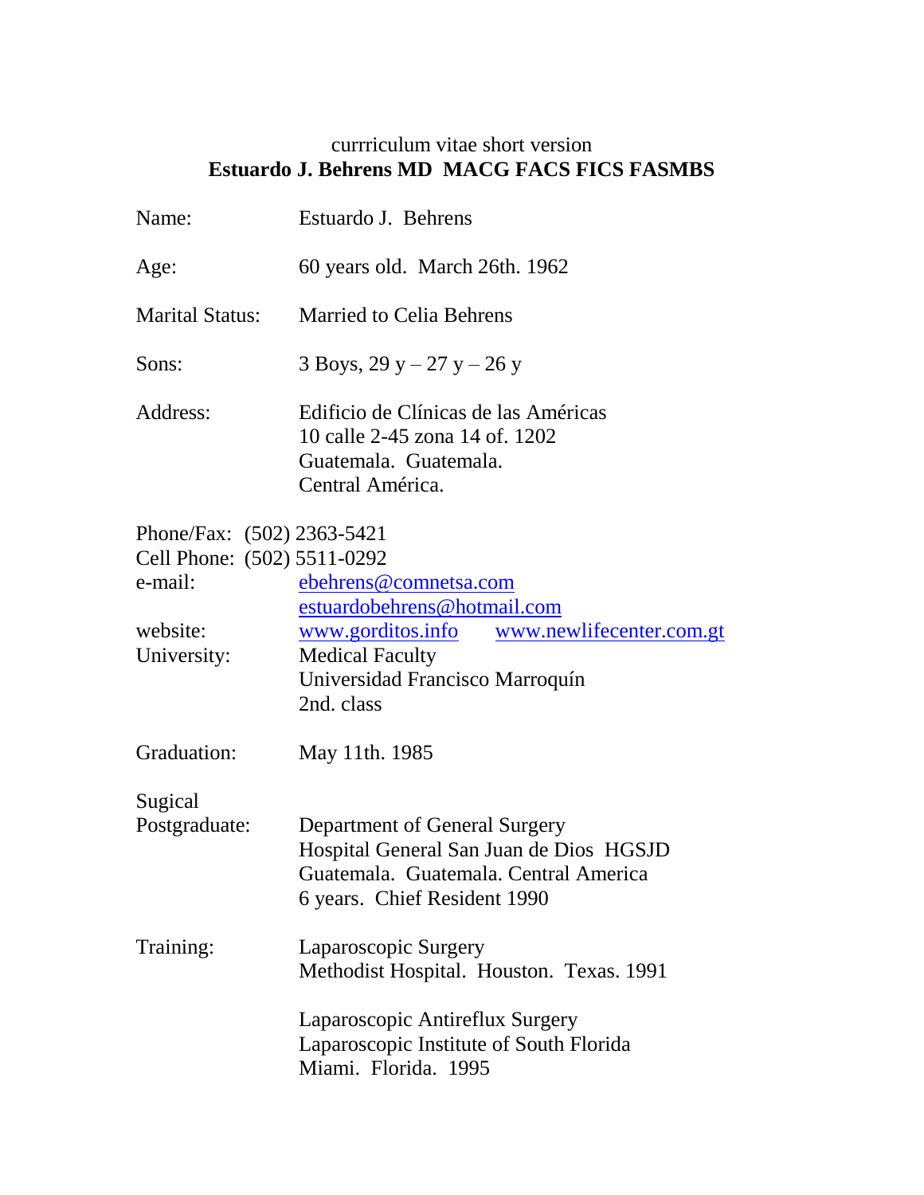currriculum vitae short version

**Estuardo J. Behrens MD MACG FACS FICS FASMBS**

| | |
|---|---|
| Name: | Estuardo J. Behrens |
| Age: | 60 years old. March 26th. 1962 |
| Marital Status: | Married to Celia Behrens |
| Sons: | 3 Boys, 29 y – 27 y – 26 y |
| Address: | Edificio de Clínicas de las Américas<br>10 calle 2-45 zona 14 of. 1202<br>Guatemala. Guatemala.<br>Central América. |

Phone/Fax: (502) 2363-5421
Cell Phone: (502) 5511-0292

| | |
|---|---|
| e-mail: | ebehrens@comnetsa.com<br>estuardobehrens@hotmail.com |
| website: | www.gorditos.info www.newlifecenter.com.gt |
| University: | Medical Faculty<br>Universidad Francisco Marroquín<br>2nd. class |
| Graduation: | May 11th. 1985 |
| Sugical Postgraduate: | Department of General Surgery<br>Hospital General San Juan de Dios HGSJD<br>Guatemala. Guatemala. Central America<br>6 years. Chief Resident 1990 |
| Training: | Laparoscopic Surgery<br>Methodist Hospital. Houston. Texas. 1991<br><br>Laparoscopic Antireflux Surgery<br>Laparoscopic Institute of South Florida<br>Miami. Florida. 1995 |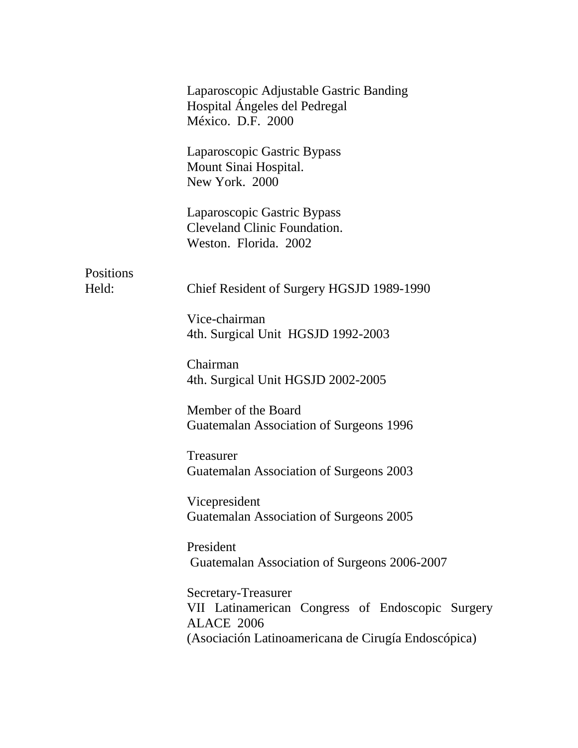Laparoscopic Adjustable Gastric Banding
Hospital Ángeles del Pedregal
México. D.F. 2000

Laparoscopic Gastric Bypass
Mount Sinai Hospital.
New York. 2000

Laparoscopic Gastric Bypass
Cleveland Clinic Foundation.
Weston. Florida. 2002

**Positions Held:**

Chief Resident of Surgery HGSJD 1989-1990

Vice-chairman
4th. Surgical Unit HGSJD 1992-2003

Chairman
4th. Surgical Unit HGSJD 2002-2005

Member of the Board
Guatemalan Association of Surgeons 1996

Treasurer
Guatemalan Association of Surgeons 2003

Vicepresident
Guatemalan Association of Surgeons 2005

President
Guatemalan Association of Surgeons 2006-2007

Secretary-Treasurer
VII Latinamerican Congress of Endoscopic Surgery ALACE 2006
(Asociación Latinoamericana de Cirugía Endoscópica)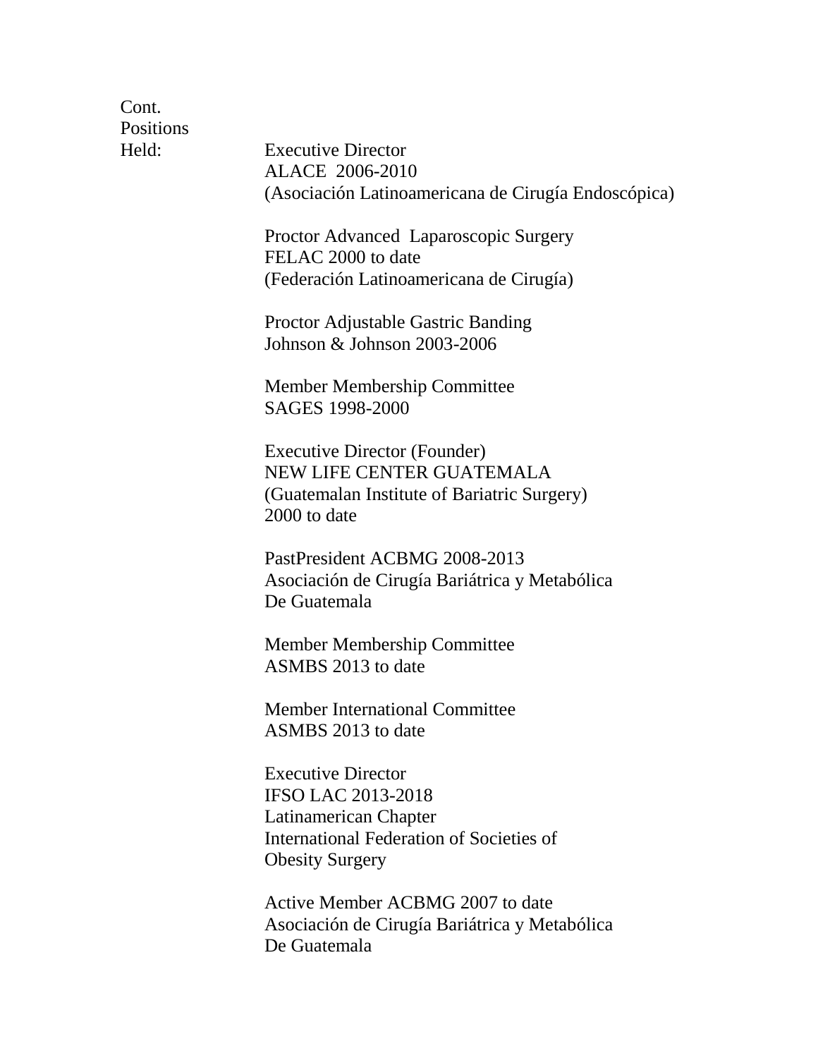Cont.
Positions
Held:

Executive Director
ALACE 2006-2010
(Asociación Latinoamericana de Cirugía Endoscópica)

Proctor Advanced Laparoscopic Surgery
FELAC 2000 to date
(Federación Latinoamericana de Cirugía)

Proctor Adjustable Gastric Banding
Johnson & Johnson 2003-2006

Member Membership Committee
SAGES 1998-2000

Executive Director (Founder)
NEW LIFE CENTER GUATEMALA
(Guatemalan Institute of Bariatric Surgery)
2000 to date

PastPresident ACBMG 2008-2013
Asociación de Cirugía Bariátrica y Metabólica
De Guatemala

Member Membership Committee
ASMBS 2013 to date

Member International Committee
ASMBS 2013 to date

Executive Director
IFSO LAC 2013-2018
Latinamerican Chapter
International Federation of Societies of
Obesity Surgery

Active Member ACBMG 2007 to date
Asociación de Cirugía Bariátrica y Metabólica
De Guatemala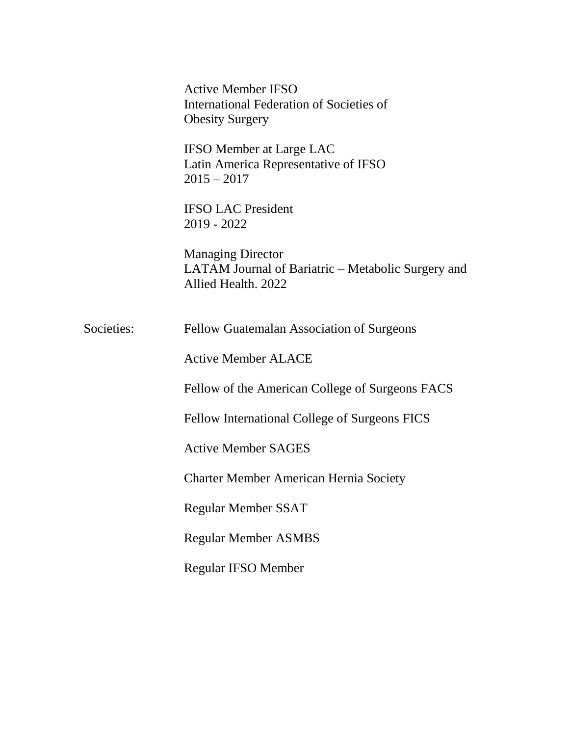Active Member IFSO
International Federation of Societies of
Obesity Surgery

IFSO Member at Large LAC
Latin America Representative of IFSO
2015 – 2017

IFSO LAC President
2019 - 2022

Managing Director
LATAM Journal of Bariatric – Metabolic Surgery and
Allied Health. 2022

Societies: Fellow Guatemalan Association of Surgeons

Active Member ALACE

Fellow of the American College of Surgeons FACS

Fellow International College of Surgeons FICS

Active Member SAGES

Charter Member American Hernia Society

Regular Member SSAT

Regular Member ASMBS

Regular IFSO Member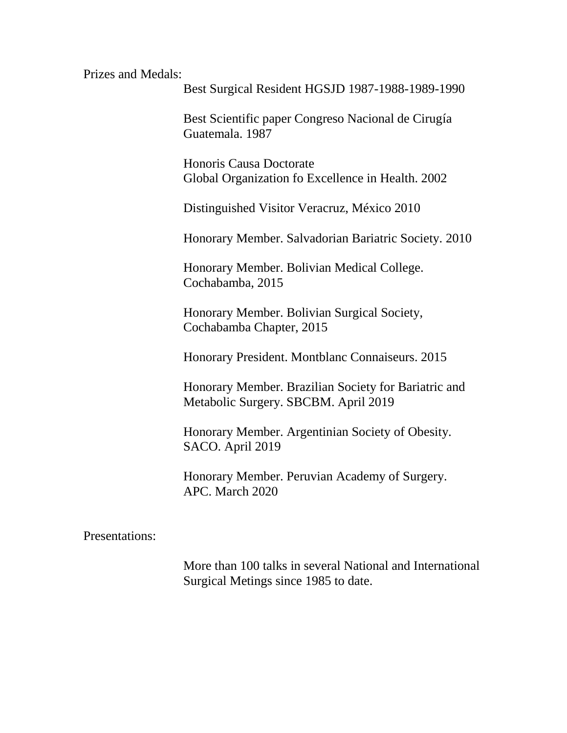Prizes and Medals:

Best Surgical Resident HGSJD 1987-1988-1989-1990

Best Scientific paper Congreso Nacional de Cirugía Guatemala. 1987

Honoris Causa Doctorate
Global Organization fo Excellence in Health. 2002

Distinguished Visitor Veracruz, México 2010

Honorary Member. Salvadorian Bariatric Society. 2010

Honorary Member. Bolivian Medical College. Cochabamba, 2015

Honorary Member. Bolivian Surgical Society, Cochabamba Chapter, 2015

Honorary President. Montblanc Connaiseurs. 2015

Honorary Member. Brazilian Society for Bariatric and Metabolic Surgery. SBCBM. April 2019

Honorary Member. Argentinian Society of Obesity. SACO. April 2019

Honorary Member. Peruvian Academy of Surgery. APC. March 2020

Presentations:

More than 100 talks in several National and International Surgical Metings since 1985 to date.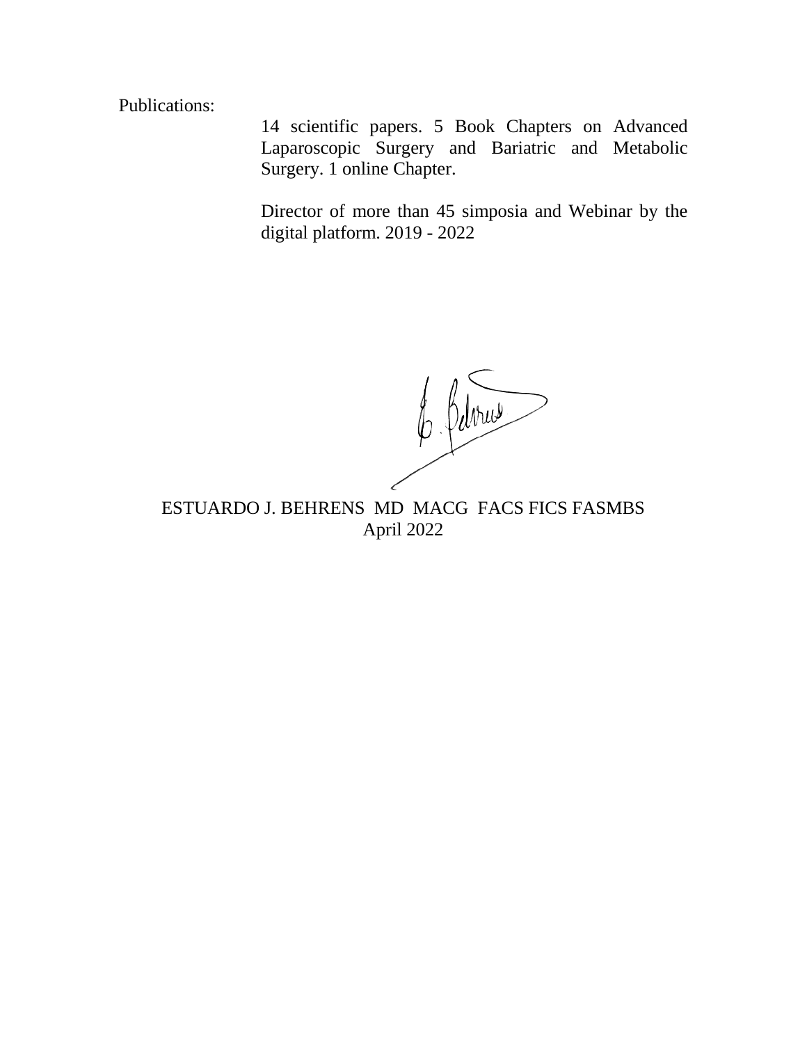Publications:

14 scientific papers. 5 Book Chapters on Advanced Laparoscopic Surgery and Bariatric and Metabolic Surgery. 1 online Chapter.

Director of more than 45 simposia and Webinar by the digital platform. 2019 - 2022

ESTUARDO J. BEHRENS MD MACG FACS FICS FASMBS
April 2022